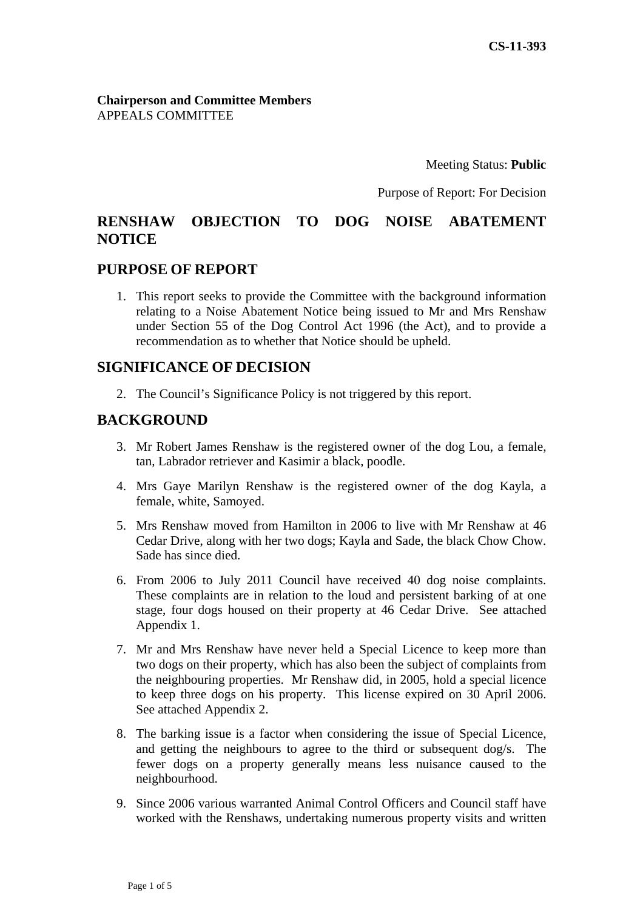CS-11-393

**Chairperson and Committee Members**
APPEALS COMMITTEE

Meeting Status: **Public**

Purpose of Report: For Decision

# RENSHAW OBJECTION TO DOG NOISE ABATEMENT NOTICE

## PURPOSE OF REPORT

1. This report seeks to provide the Committee with the background information relating to a Noise Abatement Notice being issued to Mr and Mrs Renshaw under Section 55 of the Dog Control Act 1996 (the Act), and to provide a recommendation as to whether that Notice should be upheld.

## SIGNIFICANCE OF DECISION

2. The Council's Significance Policy is not triggered by this report.

## BACKGROUND

3. Mr Robert James Renshaw is the registered owner of the dog Lou, a female, tan, Labrador retriever and Kasimir a black, poodle.

4. Mrs Gaye Marilyn Renshaw is the registered owner of the dog Kayla, a female, white, Samoyed.

5. Mrs Renshaw moved from Hamilton in 2006 to live with Mr Renshaw at 46 Cedar Drive, along with her two dogs; Kayla and Sade, the black Chow Chow. Sade has since died.

6. From 2006 to July 2011 Council have received 40 dog noise complaints. These complaints are in relation to the loud and persistent barking of at one stage, four dogs housed on their property at 46 Cedar Drive. See attached Appendix 1.

7. Mr and Mrs Renshaw have never held a Special Licence to keep more than two dogs on their property, which has also been the subject of complaints from the neighbouring properties. Mr Renshaw did, in 2005, hold a special licence to keep three dogs on his property. This license expired on 30 April 2006. See attached Appendix 2.

8. The barking issue is a factor when considering the issue of Special Licence, and getting the neighbours to agree to the third or subsequent dog/s. The fewer dogs on a property generally means less nuisance caused to the neighbourhood.

9. Since 2006 various warranted Animal Control Officers and Council staff have worked with the Renshaws, undertaking numerous property visits and written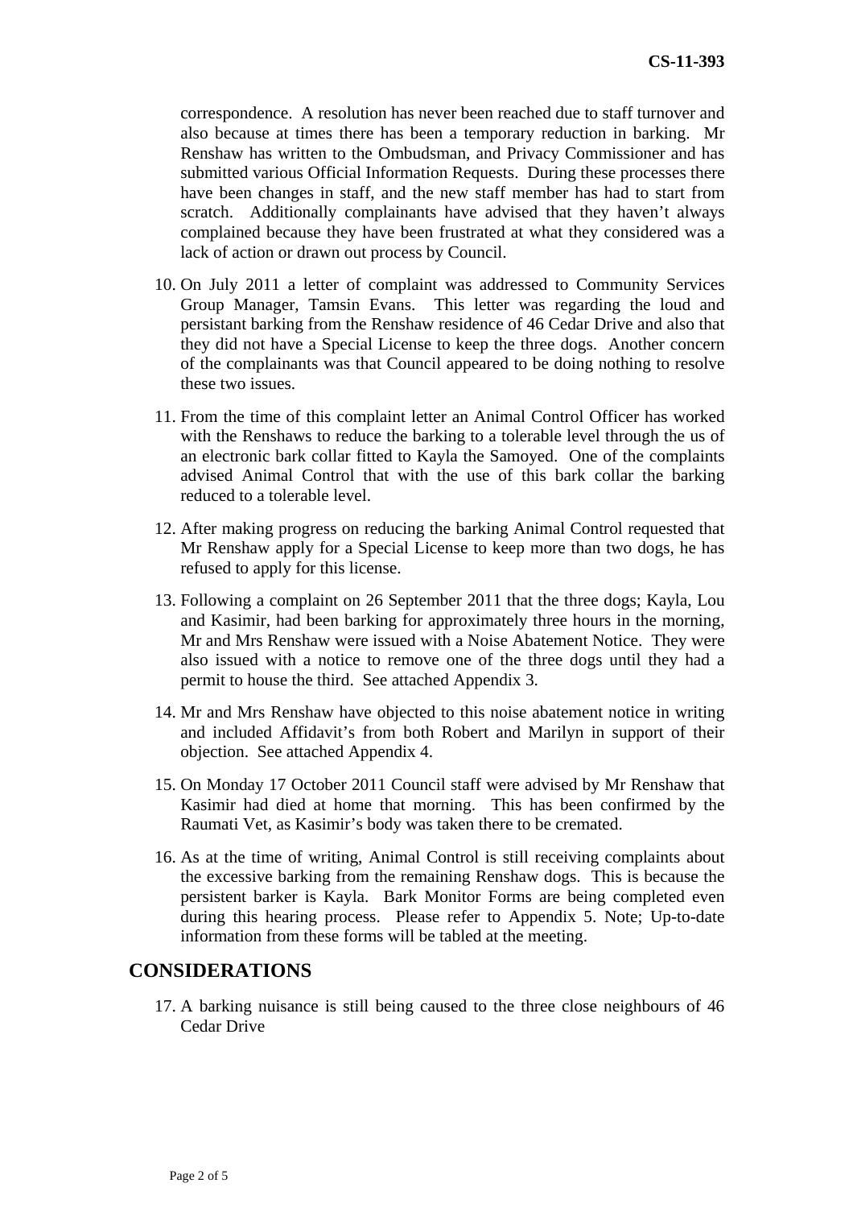correspondence. A resolution has never been reached due to staff turnover and also because at times there has been a temporary reduction in barking. Mr Renshaw has written to the Ombudsman, and Privacy Commissioner and has submitted various Official Information Requests. During these processes there have been changes in staff, and the new staff member has had to start from scratch. Additionally complainants have advised that they haven't always complained because they have been frustrated at what they considered was a lack of action or drawn out process by Council.

10. On July 2011 a letter of complaint was addressed to Community Services Group Manager, Tamsin Evans. This letter was regarding the loud and persistant barking from the Renshaw residence of 46 Cedar Drive and also that they did not have a Special License to keep the three dogs. Another concern of the complainants was that Council appeared to be doing nothing to resolve these two issues.

11. From the time of this complaint letter an Animal Control Officer has worked with the Renshaws to reduce the barking to a tolerable level through the us of an electronic bark collar fitted to Kayla the Samoyed. One of the complaints advised Animal Control that with the use of this bark collar the barking reduced to a tolerable level.

12. After making progress on reducing the barking Animal Control requested that Mr Renshaw apply for a Special License to keep more than two dogs, he has refused to apply for this license.

13. Following a complaint on 26 September 2011 that the three dogs; Kayla, Lou and Kasimir, had been barking for approximately three hours in the morning, Mr and Mrs Renshaw were issued with a Noise Abatement Notice. They were also issued with a notice to remove one of the three dogs until they had a permit to house the third. See attached Appendix 3.

14. Mr and Mrs Renshaw have objected to this noise abatement notice in writing and included Affidavit's from both Robert and Marilyn in support of their objection. See attached Appendix 4.

15. On Monday 17 October 2011 Council staff were advised by Mr Renshaw that Kasimir had died at home that morning. This has been confirmed by the Raumati Vet, as Kasimir's body was taken there to be cremated.

16. As at the time of writing, Animal Control is still receiving complaints about the excessive barking from the remaining Renshaw dogs. This is because the persistent barker is Kayla. Bark Monitor Forms are being completed even during this hearing process. Please refer to Appendix 5. Note; Up-to-date information from these forms will be tabled at the meeting.

## CONSIDERATIONS

17. A barking nuisance is still being caused to the three close neighbours of 46 Cedar Drive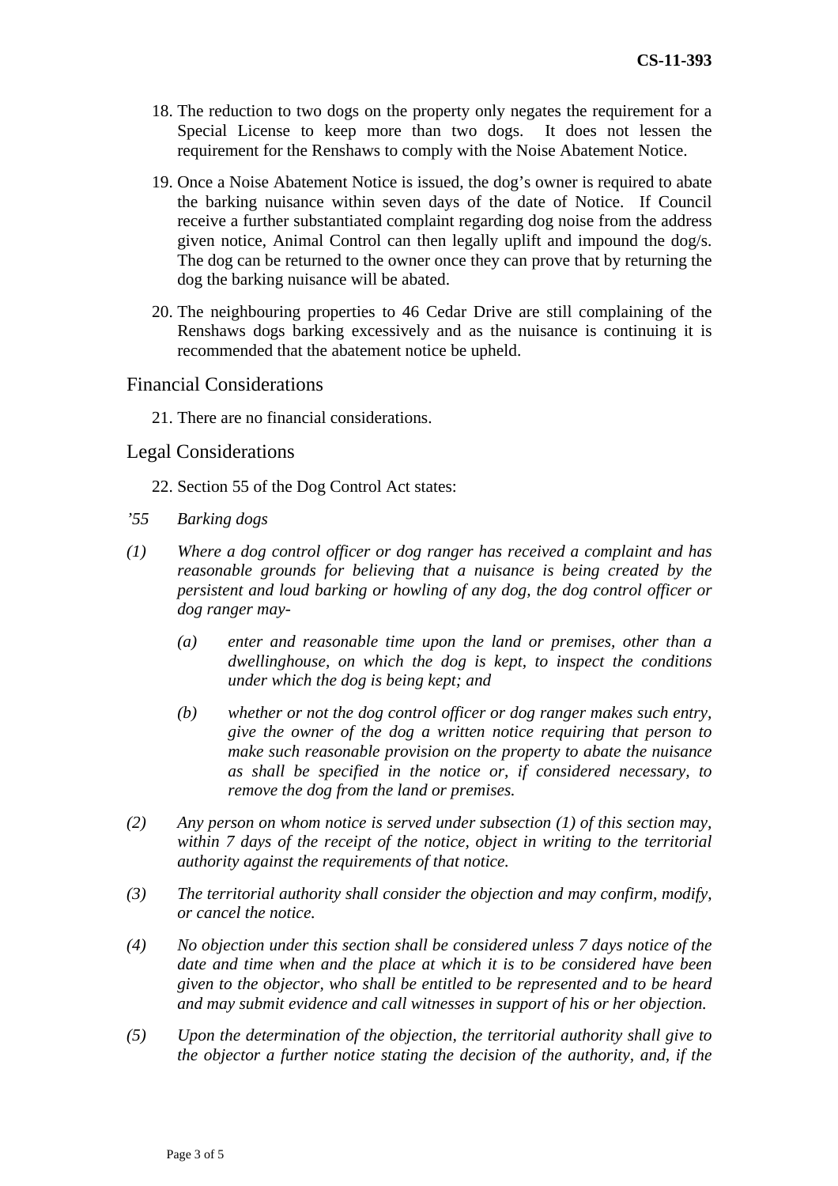18. The reduction to two dogs on the property only negates the requirement for a Special License to keep more than two dogs. It does not lessen the requirement for the Renshaws to comply with the Noise Abatement Notice.

19. Once a Noise Abatement Notice is issued, the dog's owner is required to abate the barking nuisance within seven days of the date of Notice. If Council receive a further substantiated complaint regarding dog noise from the address given notice, Animal Control can then legally uplift and impound the dog/s. The dog can be returned to the owner once they can prove that by returning the dog the barking nuisance will be abated.

20. The neighbouring properties to 46 Cedar Drive are still complaining of the Renshaws dogs barking excessively and as the nuisance is continuing it is recommended that the abatement notice be upheld.

## Financial Considerations

21. There are no financial considerations.

## Legal Considerations

22. Section 55 of the Dog Control Act states:

*'55 Barking dogs*

*(1) Where a dog control officer or dog ranger has received a complaint and has reasonable grounds for believing that a nuisance is being created by the persistent and loud barking or howling of any dog, the dog control officer or dog ranger may-*

*(a) enter and reasonable time upon the land or premises, other than a dwellinghouse, on which the dog is kept, to inspect the conditions under which the dog is being kept; and*

*(b) whether or not the dog control officer or dog ranger makes such entry, give the owner of the dog a written notice requiring that person to make such reasonable provision on the property to abate the nuisance as shall be specified in the notice or, if considered necessary, to remove the dog from the land or premises.*

*(2) Any person on whom notice is served under subsection (1) of this section may, within 7 days of the receipt of the notice, object in writing to the territorial authority against the requirements of that notice.*

*(3) The territorial authority shall consider the objection and may confirm, modify, or cancel the notice.*

*(4) No objection under this section shall be considered unless 7 days notice of the date and time when and the place at which it is to be considered have been given to the objector, who shall be entitled to be represented and to be heard and may submit evidence and call witnesses in support of his or her objection.*

*(5) Upon the determination of the objection, the territorial authority shall give to the objector a further notice stating the decision of the authority, and, if the*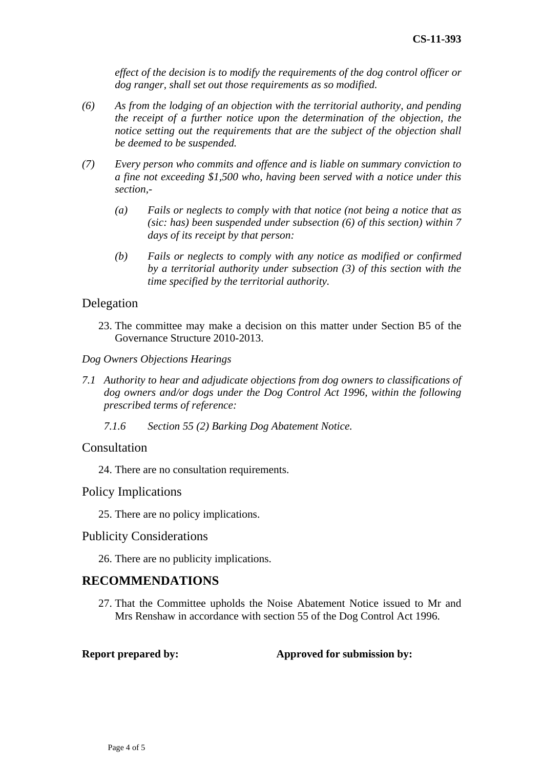*effect of the decision is to modify the requirements of the dog control officer or dog ranger, shall set out those requirements as so modified.*

*(6) As from the lodging of an objection with the territorial authority, and pending the receipt of a further notice upon the determination of the objection, the notice setting out the requirements that are the subject of the objection shall be deemed to be suspended.*

*(7) Every person who commits and offence and is liable on summary conviction to a fine not exceeding $1,500 who, having been served with a notice under this section,-*

*(a) Fails or neglects to comply with that notice (not being a notice that as (sic: has) been suspended under subsection (6) of this section) within 7 days of its receipt by that person:*

*(b) Fails or neglects to comply with any notice as modified or confirmed by a territorial authority under subsection (3) of this section with the time specified by the territorial authority.*

## Delegation

23. The committee may make a decision on this matter under Section B5 of the Governance Structure 2010-2013.

*Dog Owners Objections Hearings*

*7.1 Authority to hear and adjudicate objections from dog owners to classifications of dog owners and/or dogs under the Dog Control Act 1996, within the following prescribed terms of reference:*

*7.1.6 Section 55 (2) Barking Dog Abatement Notice.*

## Consultation

24. There are no consultation requirements.

## Policy Implications

25. There are no policy implications.

## Publicity Considerations

26. There are no publicity implications.

## RECOMMENDATIONS

27. That the Committee upholds the Noise Abatement Notice issued to Mr and Mrs Renshaw in accordance with section 55 of the Dog Control Act 1996.

**Report prepared by:** **Approved for submission by:**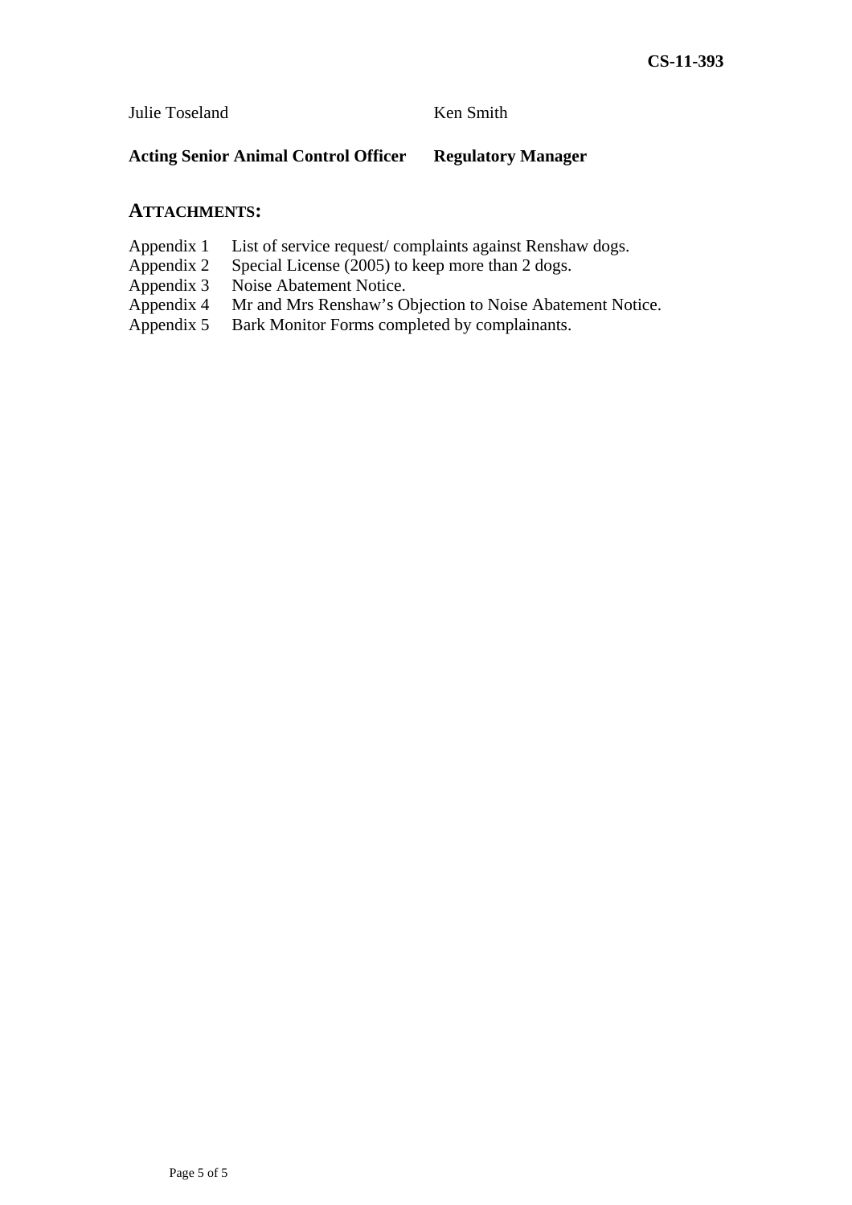Julie Toseland | Ken Smith

**Acting Senior Animal Control Officer** | **Regulatory Manager**

## ATTACHMENTS:

Appendix 1 List of service request/ complaints against Renshaw dogs.
Appendix 2 Special License (2005) to keep more than 2 dogs.
Appendix 3 Noise Abatement Notice.
Appendix 4 Mr and Mrs Renshaw's Objection to Noise Abatement Notice.
Appendix 5 Bark Monitor Forms completed by complainants.